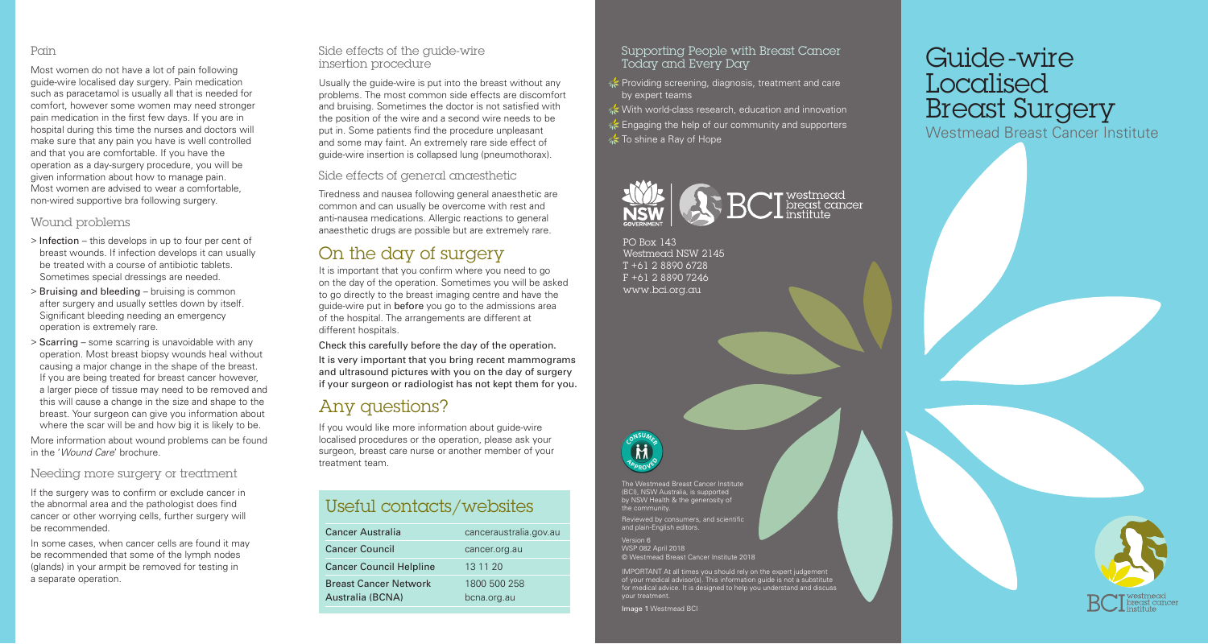## Pain

Most women do not have a lot of pain following guide-wire localised day surgery. Pain medication such as paracetamol is usually all that is needed for comfort, however some women may need stronger pain medication in the first few days. If you are in hospital during this time the nurses and doctors will make sure that any pain you have is well controlled and that you are comfortable. If you have the operation as a day-surgery procedure, you will be given information about how to manage pain. Most women are advised to wear a comfortable, non-wired supportive bra following surgery.

## Wound problems

- > **Infection** – this develops in up to four per cent of breast wounds. If infection develops it can usually be treated with a course of antibiotic tablets. Sometimes special dressings are needed.
- > **Bruising and bleeding** – bruising is common after surgery and usually settles down by itself. Significant bleeding needing an emergency operation is extremely rare.
- > **Scarring** – some scarring is unavoidable with any operation. Most breast biopsy wounds heal without causing a major change in the shape of the breast. If you are being treated for breast cancer however, a larger piece of tissue may need to be removed and this will cause a change in the size and shape to the breast. Your surgeon can give you information about where the scar will be and how big it is likely to be.

More information about wound problems can be found in the '*Wound Care*' brochure.

## Needing more surgery or treatment

If the surgery was to confirm or exclude cancer in the abnormal area and the pathologist does find cancer or other worrying cells, further surgery will be recommended.

In some cases, when cancer cells are found it may be recommended that some of the lymph nodes (glands) in your armpit be removed for testing in a separate operation.

## Side effects of the guide-wire insertion procedure

Usually the guide-wire is put into the breast without any problems. The most common side effects are discomfort and bruising. Sometimes the doctor is not satisfied with the position of the wire and a second wire needs to be put in. Some patients find the procedure unpleasant and some may faint. An extremely rare side effect of guide-wire insertion is collapsed lung (pneumothorax).

## Side effects of general anaesthetic

Tiredness and nausea following general anaesthetic are common and can usually be overcome with rest and anti-nausea medications. Allergic reactions to general anaesthetic drugs are possible but are extremely rare.

# On the day of surgery

It is important that you confirm where you need to go on the day of the operation. Sometimes you will be asked to go directly to the breast imaging centre and have the guide-wire put in **before** you go to the admissions area of the hospital. The arrangements are different at different hospitals.

**Check this carefully before the day of the operation.**

**It is very important that you bring recent mammograms and ultrasound pictures with you on the day of surgery if your surgeon or radiologist has not kept them for you.**

# Any questions?

If you would like more information about guide-wire localised procedures or the operation, please ask your surgeon, breast care nurse or another member of your treatment team.

## Useful contacts/websites

| Cancer Australia | canceraustralia.gov.au |
|---|---|
| Cancer Council | cancer.org.au |
| Cancer Council Helpline | 13 11 20 |
| Breast Cancer Network Australia (BCNA) | 1800 500 258<br>bcna.org.au |

## Supporting People with Breast Cancer Today and Every Day

- Providing screening, diagnosis, treatment and care by expert teams
- With world-class research, education and innovation
- Engaging the help of our community and supporters
- To shine a Ray of Hope

NSW Government | BCI westmead breast cancer institute

PO Box 143
Westmead NSW 2145
T +61 2 8890 6728
F +61 2 8890 7246
www.bci.org.au

CONSUMER APPROVED

The Westmead Breast Cancer Institute (BCI), NSW Australia, is supported by NSW Health & the generosity of the community.

Reviewed by consumers, and scientific and plain-English editors.

Version 6
WSP 082 April 2018
© Westmead Breast Cancer Institute 2018

IMPORTANT At all times you should rely on the expert judgement of your medical advisor(s). This information guide is not a substitute for medical advice. It is designed to help you understand and discuss your treatment.

**Image 1** Westmead BCI

# Guide-wire Localised Breast Surgery

Westmead Breast Cancer Institute

BCI westmead breast cancer institute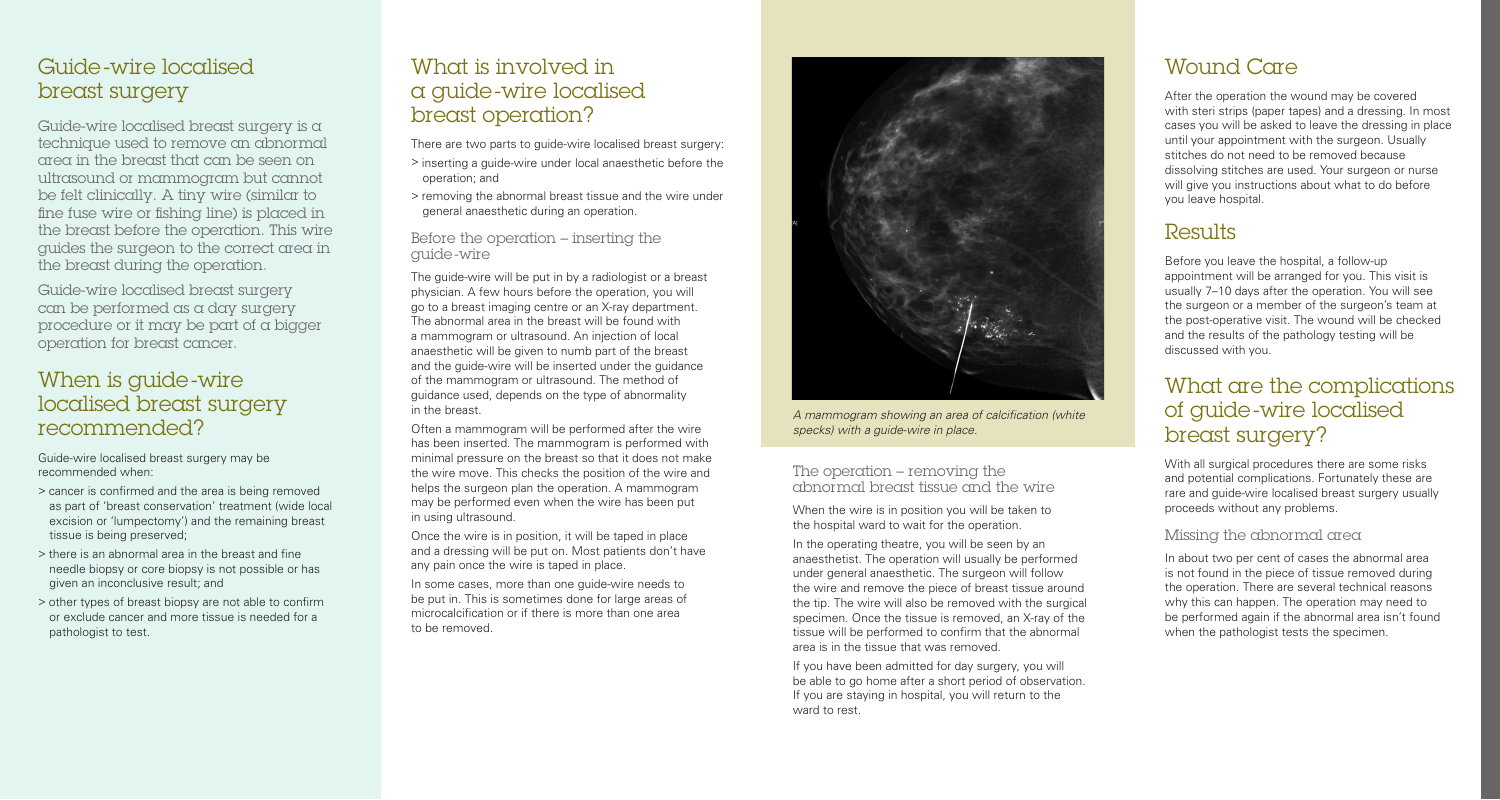## Guide-wire localised breast surgery

Guide-wire localised breast surgery is a technique used to remove an abnormal area in the breast that can be seen on ultrasound or mammogram but cannot be felt clinically. A tiny wire (similar to fine fuse wire or fishing line) is placed in the breast before the operation. This wire guides the surgeon to the correct area in the breast during the operation.

Guide-wire localised breast surgery can be performed as a day surgery procedure or it may be part of a bigger operation for breast cancer.

## When is guide-wire localised breast surgery recommended?

Guide-wire localised breast surgery may be recommended when:

> cancer is confirmed and the area is being removed as part of 'breast conservation' treatment (wide local excision or 'lumpectomy') and the remaining breast tissue is being preserved;

> there is an abnormal area in the breast and fine needle biopsy or core biopsy is not possible or has given an inconclusive result; and

> other types of breast biopsy are not able to confirm or exclude cancer and more tissue is needed for a pathologist to test.

## What is involved in a guide-wire localised breast operation?

There are two parts to guide-wire localised breast surgery:

> inserting a guide-wire under local anaesthetic before the operation; and

> removing the abnormal breast tissue and the wire under general anaesthetic during an operation.

### Before the operation – inserting the guide-wire

The guide-wire will be put in by a radiologist or a breast physician. A few hours before the operation, you will go to a breast imaging centre or an X-ray department. The abnormal area in the breast will be found with a mammogram or ultrasound. An injection of local anaesthetic will be given to numb part of the breast and the guide-wire will be inserted under the guidance of the mammogram or ultrasound. The method of guidance used, depends on the type of abnormality in the breast.

Often a mammogram will be performed after the wire has been inserted. The mammogram is performed with minimal pressure on the breast so that it does not make the wire move. This checks the position of the wire and helps the surgeon plan the operation. A mammogram may be performed even when the wire has been put in using ultrasound.

Once the wire is in position, it will be taped in place and a dressing will be put on. Most patients don't have any pain once the wire is taped in place.

In some cases, more than one guide-wire needs to be put in. This is sometimes done for large areas of microcalcification or if there is more than one area to be removed.

*A mammogram showing an area of calcification (white specks) with a guide-wire in place.*

### The operation – removing the abnormal breast tissue and the wire

When the wire is in position you will be taken to the hospital ward to wait for the operation.

In the operating theatre, you will be seen by an anaesthetist. The operation will usually be performed under general anaesthetic. The surgeon will follow the wire and remove the piece of breast tissue around the tip. The wire will also be removed with the surgical specimen. Once the tissue is removed, an X-ray of the tissue will be performed to confirm that the abnormal area is in the tissue that was removed.

If you have been admitted for day surgery, you will be able to go home after a short period of observation. If you are staying in hospital, you will return to the ward to rest.

## Wound Care

After the operation the wound may be covered with steri strips (paper tapes) and a dressing. In most cases you will be asked to leave the dressing in place until your appointment with the surgeon. Usually stitches do not need to be removed because dissolving stitches are used. Your surgeon or nurse will give you instructions about what to do before you leave hospital.

## Results

Before you leave the hospital, a follow-up appointment will be arranged for you. This visit is usually 7–10 days after the operation. You will see the surgeon or a member of the surgeon's team at the post-operative visit. The wound will be checked and the results of the pathology testing will be discussed with you.

## What are the complications of guide-wire localised breast surgery?

With all surgical procedures there are some risks and potential complications. Fortunately these are rare and guide-wire localised breast surgery usually proceeds without any problems.

### Missing the abnormal area

In about two per cent of cases the abnormal area is not found in the piece of tissue removed during the operation. There are several technical reasons why this can happen. The operation may need to be performed again if the abnormal area isn't found when the pathologist tests the specimen.